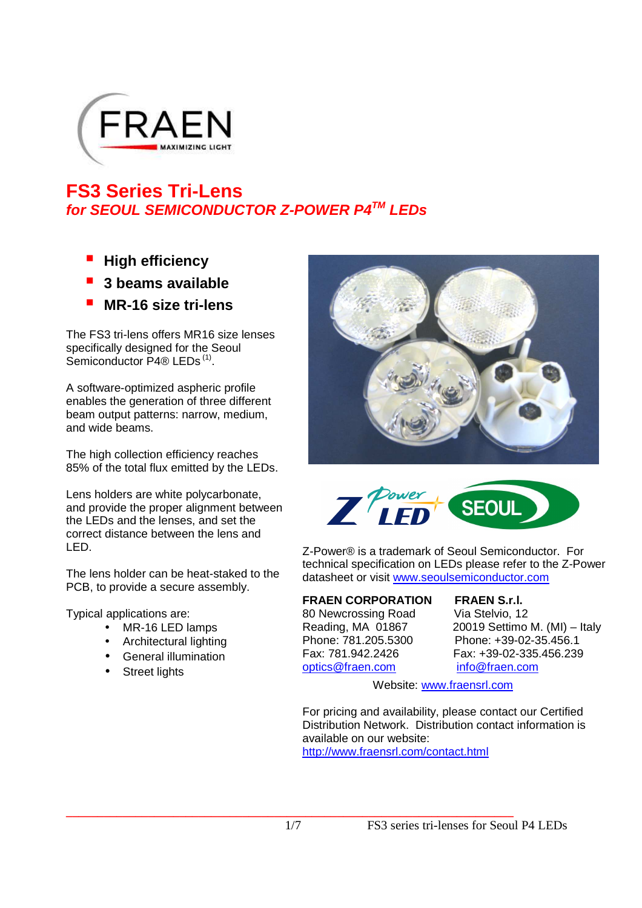# FS3 Series Tri-Lens

## *for SEOUL SEMICONDUCTOR Z-POWER P4™ LEDs*

- **High efficiency**
- **3 beams available**
- **MR-16 size tri-lens**

The FS3 tri-lens offers MR16 size lenses specifically designed for the Seoul Semiconductor P4® LEDs [(1)].

A software-optimized aspheric profile enables the generation of three different beam output patterns: narrow, medium, and wide beams.

The high collection efficiency reaches 85% of the total flux emitted by the LEDs.

Lens holders are white polycarbonate, and provide the proper alignment between the LEDs and the lenses, and set the correct distance between the lens and LED.

The lens holder can be heat-staked to the PCB, to provide a secure assembly.

Typical applications are:

- MR-16 LED lamps
- Architectural lighting
- General illumination
- Street lights

Z-Power® is a trademark of Seoul Semiconductor. For technical specification on LEDs please refer to the Z-Power datasheet or visit www.seoulsemiconductor.com

**FRAEN CORPORATION**
80 Newcrossing Road
Reading, MA 01867
Phone: 781.205.5300
Fax: 781.942.2426
optics@fraen.com

**FRAEN S.r.l.**
Via Stelvio, 12
20019 Settimo M. (MI) – Italy
Phone: +39-02-35.456.1
Fax: +39-02-335.456.239
info@fraen.com

Website: www.fraensrl.com

For pricing and availability, please contact our Certified Distribution Network. Distribution contact information is available on our website: http://www.fraensrl.com/contact.html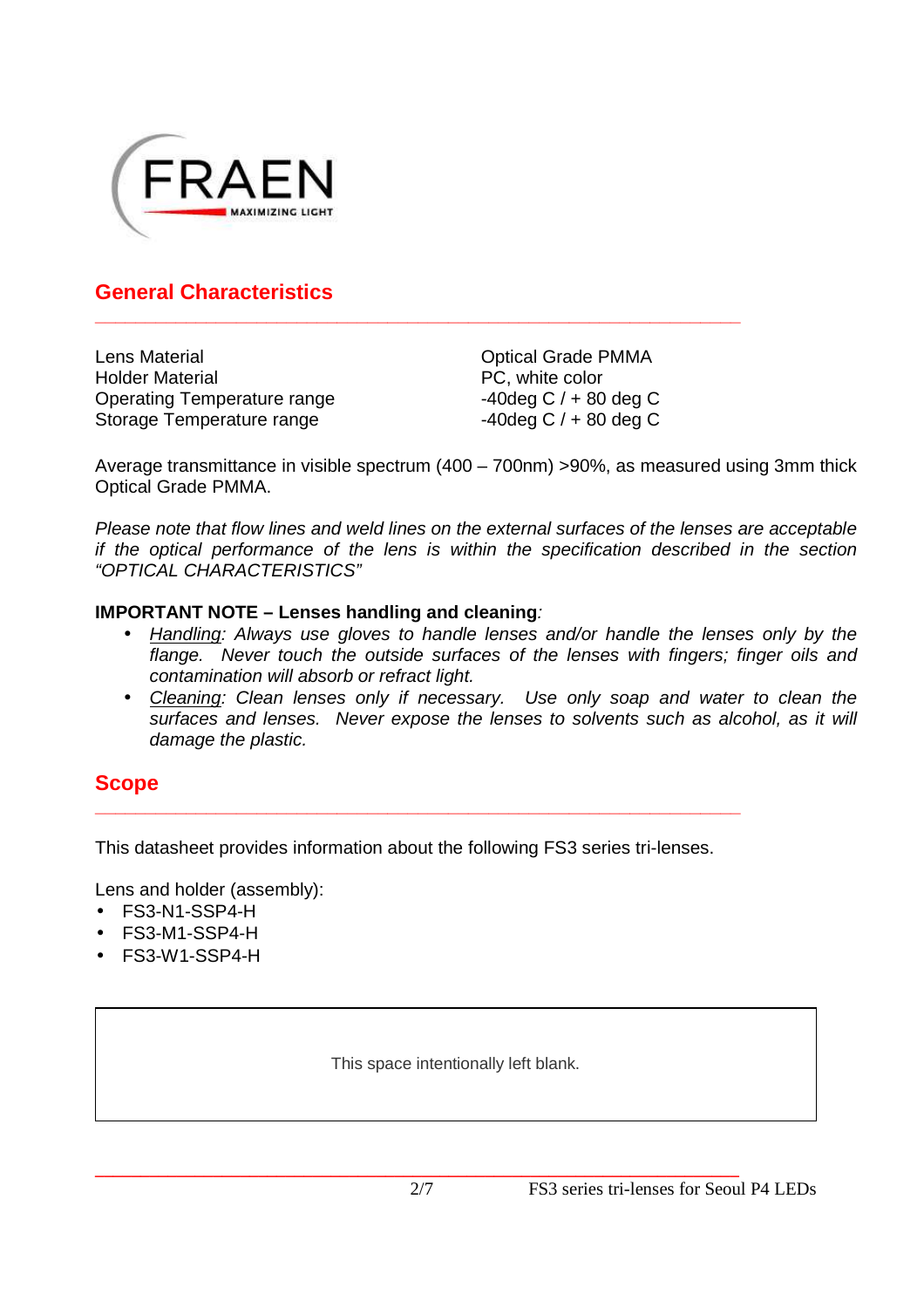## General Characteristics

| | |
|---|---|
| Lens Material | Optical Grade PMMA |
| Holder Material | PC, white color |
| Operating Temperature range | -40deg C / + 80 deg C |
| Storage Temperature range | -40deg C / + 80 deg C |

Average transmittance in visible spectrum (400 – 700nm) >90%, as measured using 3mm thick Optical Grade PMMA.

*Please note that flow lines and weld lines on the external surfaces of the lenses are acceptable if the optical performance of the lens is within the specification described in the section "OPTICAL CHARACTERISTICS"*

**IMPORTANT NOTE – Lenses handling and cleaning***:*

- *Handling: Always use gloves to handle lenses and/or handle the lenses only by the flange. Never touch the outside surfaces of the lenses with fingers; finger oils and contamination will absorb or refract light.*
- *Cleaning: Clean lenses only if necessary. Use only soap and water to clean the surfaces and lenses. Never expose the lenses to solvents such as alcohol, as it will damage the plastic.*

## Scope

This datasheet provides information about the following FS3 series tri-lenses.

Lens and holder (assembly):

- FS3-N1-SSP4-H
- FS3-M1-SSP4-H
- FS3-W1-SSP4-H

This space intentionally left blank.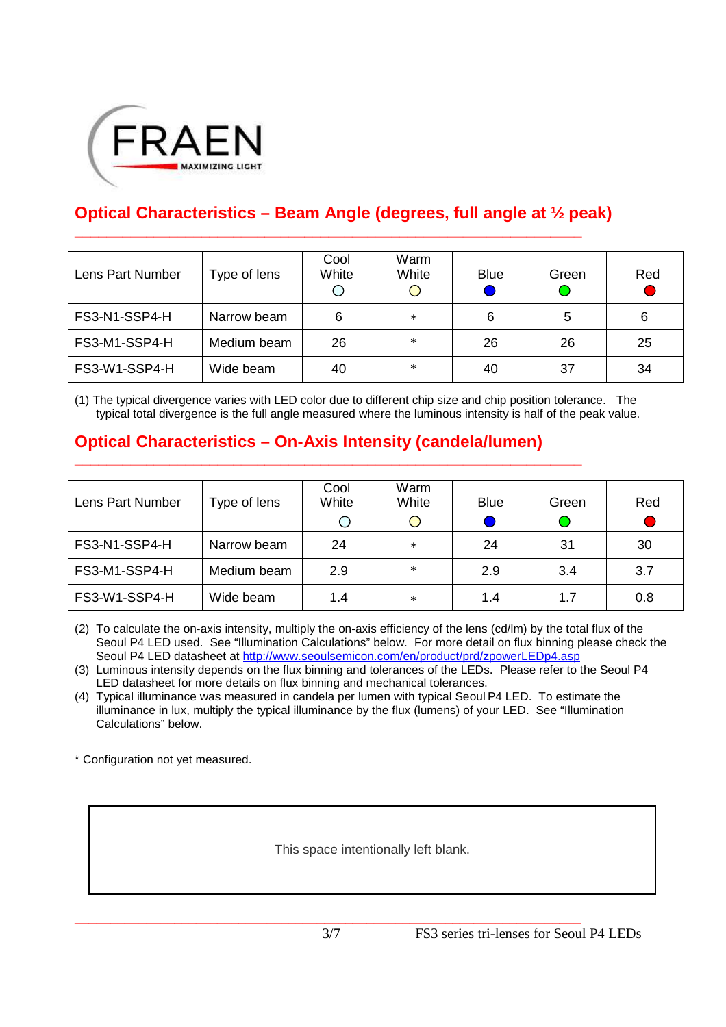## Optical Characteristics – Beam Angle (degrees, full angle at ½ peak)

| Lens Part Number | Type of lens | Cool White ○ | Warm White ○ | Blue ● | Green ● | Red ● |
|---|---|---|---|---|---|---|
| FS3-N1-SSP4-H | Narrow beam | 6 | * | 6 | 5 | 6 |
| FS3-M1-SSP4-H | Medium beam | 26 | * | 26 | 26 | 25 |
| FS3-W1-SSP4-H | Wide beam | 40 | * | 40 | 37 | 34 |

(1) The typical divergence varies with LED color due to different chip size and chip position tolerance. The typical total divergence is the full angle measured where the luminous intensity is half of the peak value.

## Optical Characteristics – On-Axis Intensity (candela/lumen)

| Lens Part Number | Type of lens | Cool White ○ | Warm White ○ | Blue ● | Green ● | Red ● |
|---|---|---|---|---|---|---|
| FS3-N1-SSP4-H | Narrow beam | 24 | * | 24 | 31 | 30 |
| FS3-M1-SSP4-H | Medium beam | 2.9 | * | 2.9 | 3.4 | 3.7 |
| FS3-W1-SSP4-H | Wide beam | 1.4 | * | 1.4 | 1.7 | 0.8 |

(2) To calculate the on-axis intensity, multiply the on-axis efficiency of the lens (cd/lm) by the total flux of the Seoul P4 LED used. See "Illumination Calculations" below. For more detail on flux binning please check the Seoul P4 LED datasheet at http://www.seoulsemicon.com/en/product/prd/zpowerLEDp4.asp

(3) Luminous intensity depends on the flux binning and tolerances of the LEDs. Please refer to the Seoul P4 LED datasheet for more details on flux binning and mechanical tolerances.

(4) Typical illuminance was measured in candela per lumen with typical Seoul P4 LED. To estimate the illuminance in lux, multiply the typical illuminance by the flux (lumens) of your LED. See "Illumination Calculations" below.

* Configuration not yet measured.

This space intentionally left blank.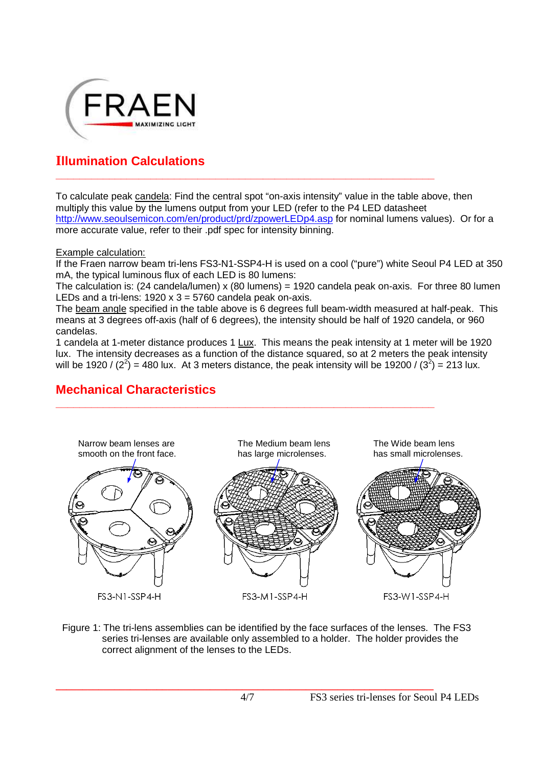## Illumination Calculations

To calculate peak candela: Find the central spot "on-axis intensity" value in the table above, then multiply this value by the lumens output from your LED (refer to the P4 LED datasheet http://www.seoulsemicon.com/en/product/prd/zpowerLEDp4.asp for nominal lumens values). Or for a more accurate value, refer to their .pdf spec for intensity binning.

Example calculation:

If the Fraen narrow beam tri-lens FS3-N1-SSP4-H is used on a cool ("pure") white Seoul P4 LED at 350 mA, the typical luminous flux of each LED is 80 lumens:

The calculation is: (24 candela/lumen) x (80 lumens) = 1920 candela peak on-axis. For three 80 lumen LEDs and a tri-lens: 1920 x 3 = 5760 candela peak on-axis.

The beam angle specified in the table above is 6 degrees full beam-width measured at half-peak. This means at 3 degrees off-axis (half of 6 degrees), the intensity should be half of 1920 candela, or 960 candelas.

1 candela at 1-meter distance produces 1 Lux. This means the peak intensity at 1 meter will be 1920 lux. The intensity decreases as a function of the distance squared, so at 2 meters the peak intensity will be 1920 / ($2^2$) = 480 lux. At 3 meters distance, the peak intensity will be 19200 / ($3^2$) = 213 lux.

## Mechanical Characteristics

Narrow beam lenses are smooth on the front face.

The Medium beam lens has large microlenses.

The Wide beam lens has small microlenses.

FS3-N1-SSP4-H FS3-M1-SSP4-H FS3-W1-SSP4-H

Figure 1: The tri-lens assemblies can be identified by the face surfaces of the lenses. The FS3 series tri-lenses are available only assembled to a holder. The holder provides the correct alignment of the lenses to the LEDs.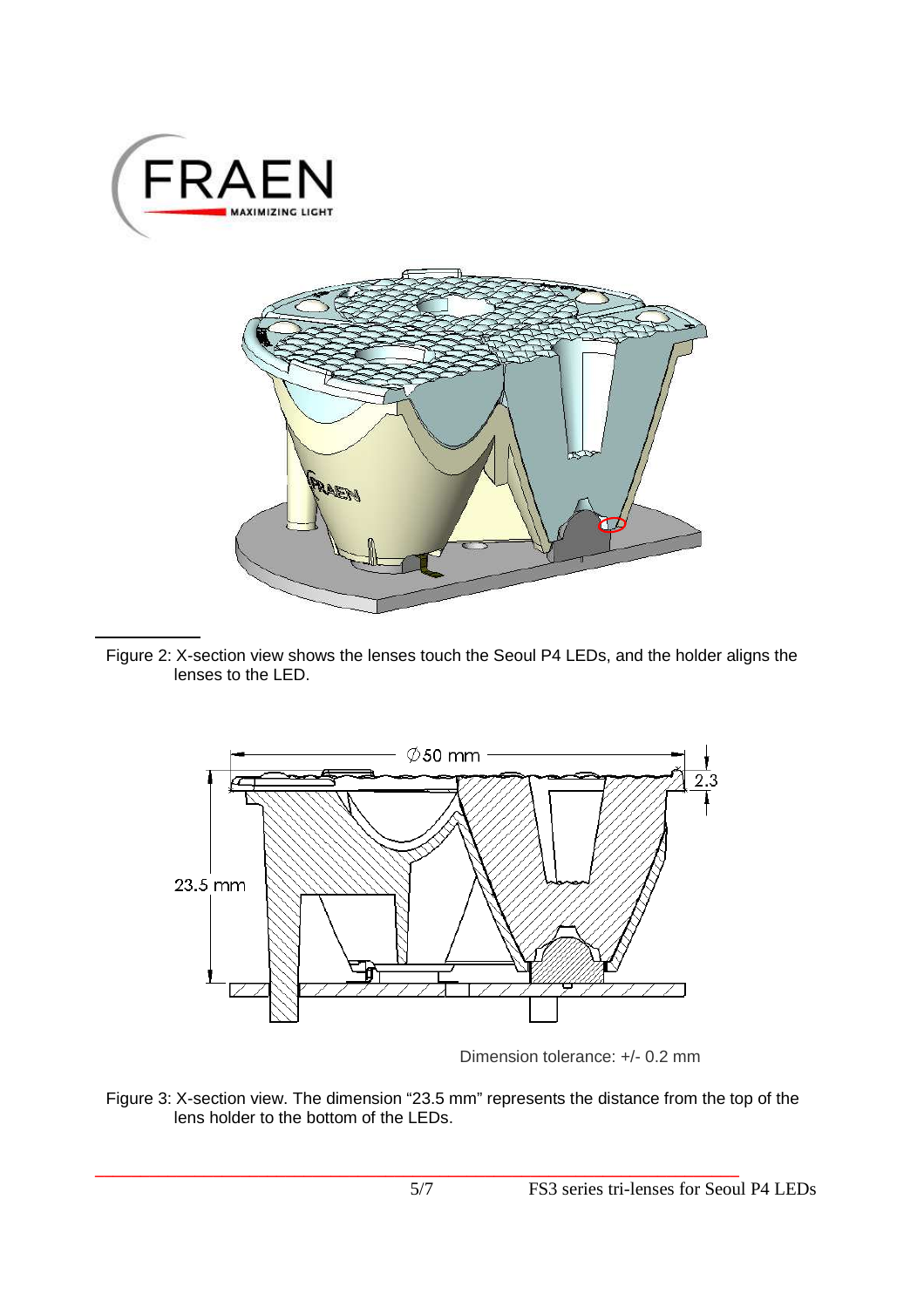Figure 2: X-section view shows the lenses touch the Seoul P4 LEDs, and the holder aligns the lenses to the LED.

Dimension tolerance: +/- 0.2 mm

Figure 3: X-section view. The dimension "23.5 mm" represents the distance from the top of the lens holder to the bottom of the LEDs.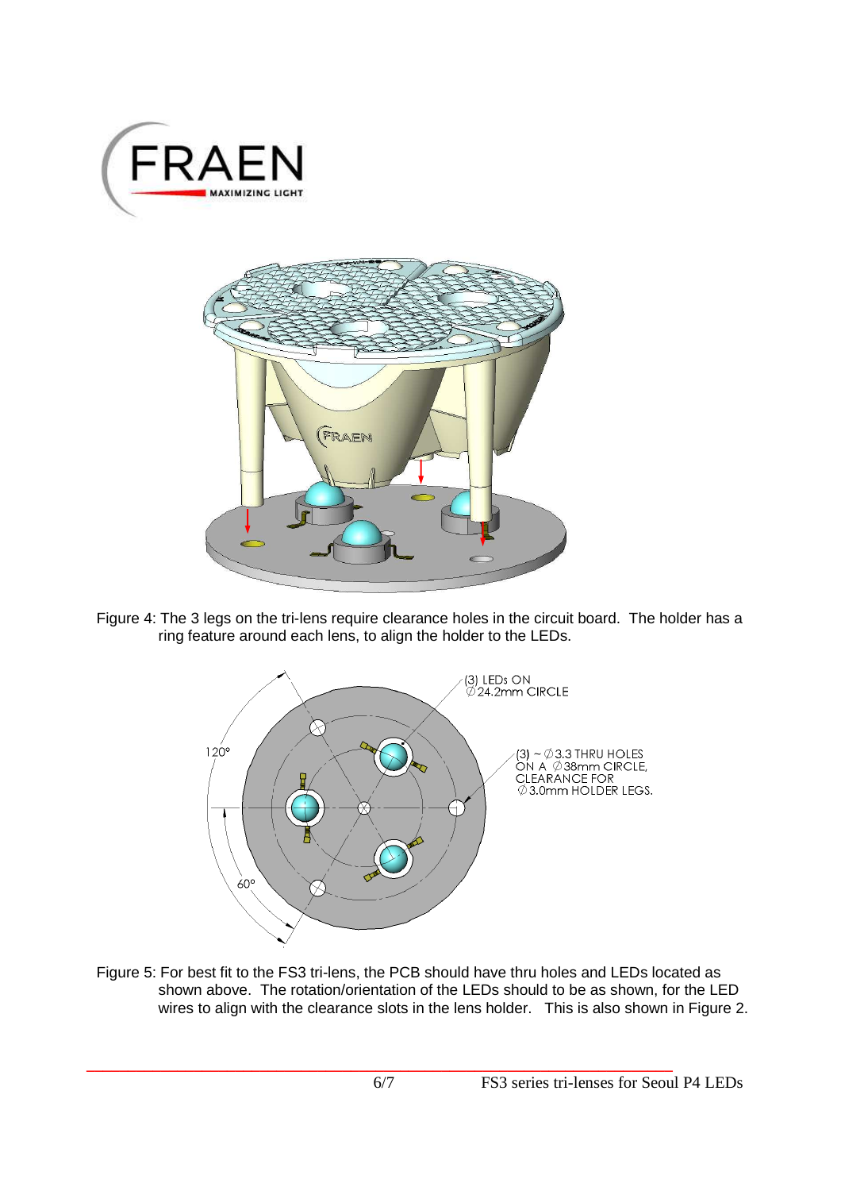Figure 4: The 3 legs on the tri-lens require clearance holes in the circuit board. The holder has a ring feature around each lens, to align the holder to the LEDs.

(3) LEDs ON ∅24.2mm CIRCLE

(3) ~ ∅3.3 THRU HOLES ON A ∅38mm CIRCLE, CLEARANCE FOR ∅3.0mm HOLDER LEGS.

120°

60°

Figure 5: For best fit to the FS3 tri-lens, the PCB should have thru holes and LEDs located as shown above. The rotation/orientation of the LEDs should to be as shown, for the LED wires to align with the clearance slots in the lens holder. This is also shown in Figure 2.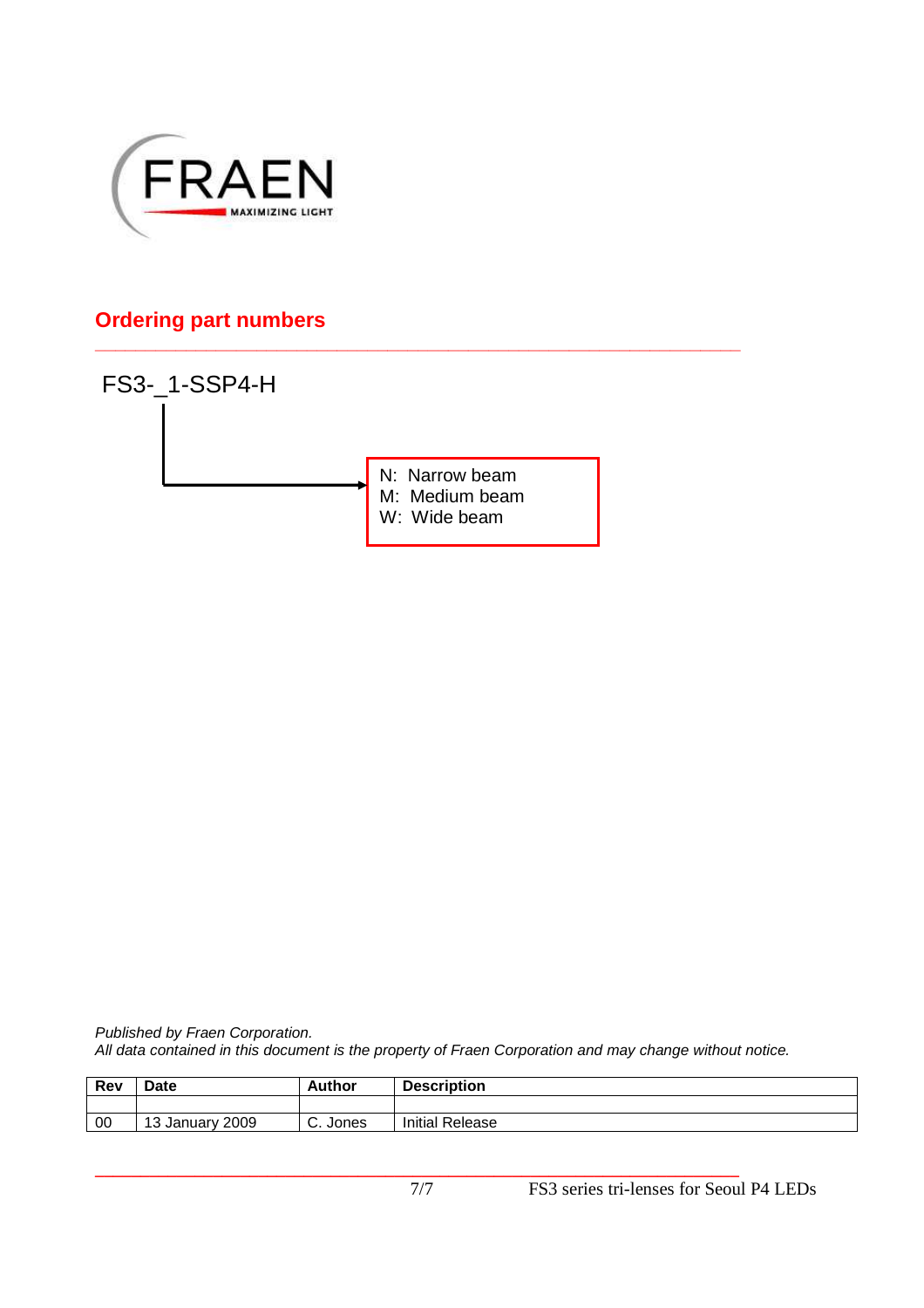FRAEN

MAXIMIZING LIGHT

## Ordering part numbers

FS3-_1-SSP4-H

N: Narrow beam
M: Medium beam
W: Wide beam

*Published by Fraen Corporation.*
*All data contained in this document is the property of Fraen Corporation and may change without notice.*

| Rev | Date | Author | Description |
| --- | --- | --- | --- |
| | | | |
| 00 | 13 January 2009 | C. Jones | Initial Release |